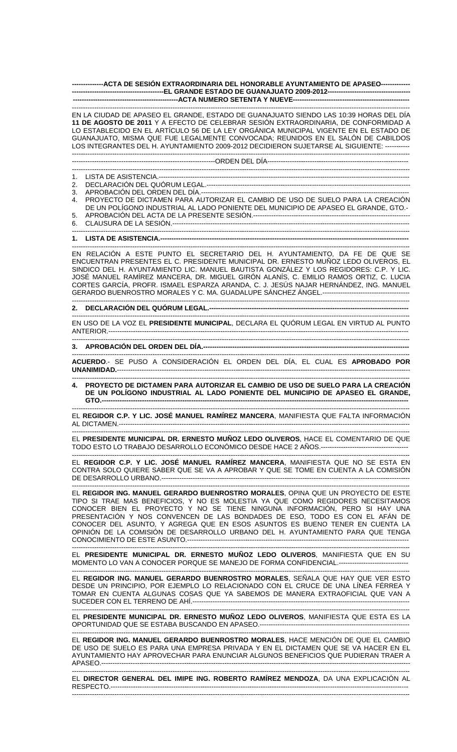**--------------ACTA DE SESIÓN EXTRAORDINARIA DEL HONORABLE AYUNTAMIENTO DE APASEO-------------**
**------------------------------------------EL GRANDE ESTADO DE GUANAJUATO 2009-2012-------------------------------------**
**-----------------------------------------------ACTA NUMERO SETENTA Y NUEVE------------------------------------------------**

EN LA CIUDAD DE APASEO EL GRANDE, ESTADO DE GUANAJUATO SIENDO LAS 10:39 HORAS DEL DÍA **11 DE AGOSTO DE 2011** Y A EFECTO DE CELEBRAR SESIÓN EXTRAORDINARIA, DE CONFORMIDAD A LO ESTABLECIDO EN EL ARTÍCULO 56 DE LA LEY ORGÁNICA MUNICIPAL VIGENTE EN EL ESTADO DE GUANAJUATO, MISMA QUE FUE LEGALMENTE CONVOCADA; REUNIDOS EN EL SALÓN DE CABILDOS LOS INTEGRANTES DEL H. AYUNTAMIENTO 2009-2012 DECIDIERON SUJETARSE AL SIGUIENTE: -----------

-----------------------------------------------------------------ORDEN DEL DÍA-------------------------------------------------------------

1. LISTA DE ASISTENCIA.---------------------------------------------------------------------------------------------------------------
2. DECLARACIÓN DEL QUÓRUM LEGAL.-----------------------------------------------------------------------------------------
3. APROBACIÓN DEL ORDEN DEL DÍA.------------------------------------------------------------------------------------------
4. PROYECTO DE DICTAMEN PARA AUTORIZAR EL CAMBIO DE USO DE SUELO PARA LA CREACIÓN DE UN POLÍGONO INDUSTRIAL AL LADO PONIENTE DEL MUNICIPIO DE APASEO EL GRANDE, GTO.-
5. APROBACIÓN DEL ACTA DE LA PRESENTE SESIÓN.-----------------------------------------------------------------------
6. CLAUSURA DE LA SESIÓN.----------------------------------------------------------------------------------------------------------

**1. LISTA DE ASISTENCIA.-----------------------------------------------------------------------------------------------------------**

EN RELACIÓN A ESTE PUNTO EL SECRETARIO DEL H. AYUNTAMIENTO, DA FE DE QUE SE ENCUENTRAN PRESENTES EL C. PRESIDENTE MUNICIPAL DR. ERNESTO MUÑOZ LEDO OLIVEROS, EL SINDICO DEL H. AYUNTAMIENTO LIC. MANUEL BAUTISTA GONZÁLEZ Y LOS REGIDORES: C.P. Y LIC. JOSÉ MANUEL RAMÍREZ MANCERA, DR. MIGUEL GIRÓN ALANÍS, C. EMILIO RAMOS ORTIZ, C. LUCIA CORTES GARCÍA, PROFR. ISMAEL ESPARZA ARANDA, C. J. JESÚS NAJAR HERNÁNDEZ, ING. MANUEL GERARDO BUENROSTRO MORALES Y C. MA. GUADALUPE SÁNCHEZ ÁNGEL.----------------------------------------

**2. DECLARACIÓN DEL QUÓRUM LEGAL.---------------------------------------------------------------------------------------**

EN USO DE LA VOZ EL **PRESIDENTE MUNICIPAL**, DECLARA EL QUÓRUM LEGAL EN VIRTUD AL PUNTO ANTERIOR.-------------------------------------------------------------------------------------------------------------------------------

**3. APROBACIÓN DEL ORDEN DEL DÍA.-----------------------------------------------------------------------------------------**

**ACUERDO**.- SE PUSO A CONSIDERACIÓN EL ORDEN DEL DÍA, EL CUAL ES **APROBADO POR UNANIMIDAD.**----------------------------------------------------------------------------------------------------------------------

**4. PROYECTO DE DICTAMEN PARA AUTORIZAR EL CAMBIO DE USO DE SUELO PARA LA CREACIÓN DE UN POLÍGONO INDUSTRIAL AL LADO PONIENTE DEL MUNICIPIO DE APASEO EL GRANDE, GTO.------------------------------------------------------------------------------------------------------------------------------**

EL **REGIDOR C.P. Y LIC. JOSÉ MANUEL RAMÍREZ MANCERA**, MANIFIESTA QUE FALTA INFORMACIÓN AL DICTAMEN.-----------------------------------------------------------------------------------------------------------------------

EL **PRESIDENTE MUNICIPAL DR. ERNESTO MUÑOZ LEDO OLIVEROS**, HACE EL COMENTARIO DE QUE TODO ESTO LO TRABAJO DESARROLLO ECONÓMICO DESDE HACE 2 AÑOS.---------------------------------------

EL **REGIDOR C.P. Y LIC. JOSÉ MANUEL RAMÍREZ MANCERA**, MANIFIESTA QUE NO SE ESTA EN CONTRA SOLO QUIERE SABER QUE SE VA A APROBAR Y QUE SE TOME EN CUENTA A LA COMISIÓN DE DESARROLLO URBANO.--------------------------------------------------------------------------------------------------------

EL **REGIDOR ING. MANUEL GERARDO BUENROSTRO MORALES**, OPINA QUE UN PROYECTO DE ESTE TIPO SI TRAE MAS BENEFICIOS, Y NO ES MOLESTIA YA QUE COMO REGIDORES NECESITAMOS CONOCER BIEN EL PROYECTO Y NO SE TIENE NINGUNA INFORMACIÓN, PERO SI HAY UNA PRESENTACIÓN Y NOS CONVENCEN DE LAS BONDADES DE ESO, TODO ES CON EL AFÁN DE CONOCER DEL ASUNTO, Y AGREGA QUE EN ESOS ASUNTOS ES BUENO TENER EN CUENTA LA OPINIÓN DE LA COMISIÓN DE DESARROLLO URBANO DEL H. AYUNTAMIENTO PARA QUE TENGA CONOCIMIENTO DE ESTE ASUNTO.---------------------------------------------------------------------------------------

EL **PRESIDENTE MUNICIPAL DR. ERNESTO MUÑOZ LEDO OLIVEROS**, MANIFIESTA QUE EN SU MOMENTO LO VAN A CONOCER PORQUE SE MANEJO DE FORMA CONFIDENCIAL.-------------------------------

EL **REGIDOR ING. MANUEL GERARDO BUENROSTRO MORALES**, SEÑALA QUE HAY QUE VER ESTO DESDE UN PRINCIPIO, POR EJEMPLO LO RELACIONADO CON EL CRUCE DE UNA LÍNEA FÉRREA Y TOMAR EN CUENTA ALGUNAS COSAS QUE YA SABEMOS DE MANERA EXTRAOFICIAL QUE VAN A SUCEDER CON EL TERRENO DE AHÍ.------------------------------------------------------------------------------------------

EL **PRESIDENTE MUNICIPAL DR. ERNESTO MUÑOZ LEDO OLIVEROS**, MANIFIESTA QUE ESTA ES LA OPORTUNIDAD QUE SE ESTABA BUSCANDO EN APASEO.--------------------------------------------------------------

EL **REGIDOR ING. MANUEL GERARDO BUENROSTRO MORALES**, HACE MENCIÓN DE QUE EL CAMBIO DE USO DE SUELO ES PARA UNA EMPRESA PRIVADA Y EN EL DICTAMEN QUE SE VA HACER EN EL AYUNTAMIENTO HAY APROVECHAR PARA ENUNCIAR ALGUNOS BENEFICIOS QUE PUDIERAN TRAER A APASEO.-------------------------------------------------------------------------------------------------------------------------------

EL **DIRECTOR GENERAL DEL IMIPE ING. ROBERTO RAMÍREZ MENDOZA**, DA UNA EXPLICACIÓN AL RESPECTO.------------------------------------------------------------------------------------------------------------------------------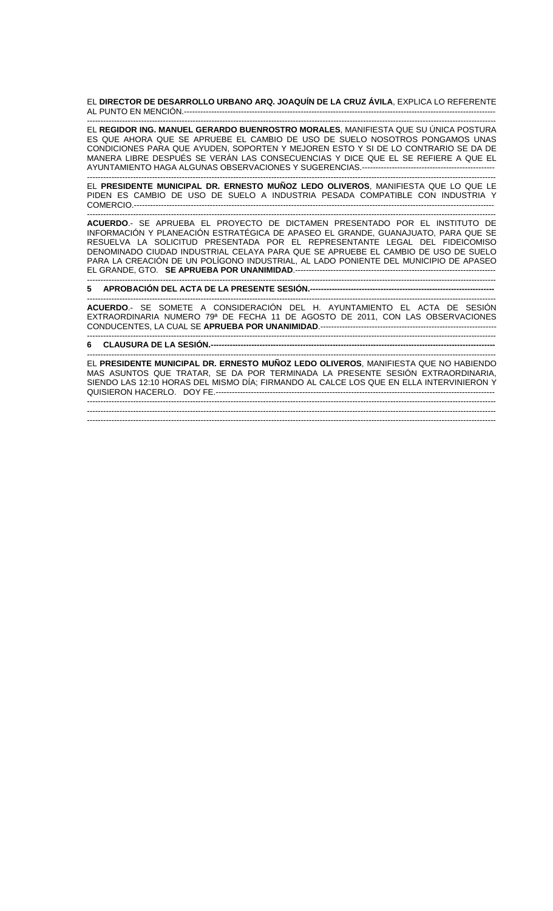EL **DIRECTOR DE DESARROLLO URBANO ARQ. JOAQUÍN DE LA CRUZ ÁVILA**, EXPLICA LO REFERENTE AL PUNTO EN MENCIÓN.----------------------------------------------------------------------------------------------------------------

EL **REGIDOR ING. MANUEL GERARDO BUENROSTRO MORALES**, MANIFIESTA QUE SU ÚNICA POSTURA ES QUE AHORA QUE SE APRUEBE EL CAMBIO DE USO DE SUELO NOSOTROS PONGAMOS UNAS CONDICIONES PARA QUE AYUDEN, SOPORTEN Y MEJOREN ESTO Y SI DE LO CONTRARIO SE DA DE MANERA LIBRE DESPUÉS SE VERÁN LAS CONSECUENCIAS Y DICE QUE EL SE REFIERE A QUE EL AYUNTAMIENTO HAGA ALGUNAS OBSERVACIONES Y SUGERENCIAS.-----------------------------------------------

EL **PRESIDENTE MUNICIPAL DR. ERNESTO MUÑOZ LEDO OLIVEROS**, MANIFIESTA QUE LO QUE LE PIDEN ES CAMBIO DE USO DE SUELO A INDUSTRIA PESADA COMPATIBLE CON INDUSTRIA Y COMERCIO.-----------------------------------------------------------------------------------------------------------------------------

**ACUERDO**.- SE APRUEBA EL PROYECTO DE DICTAMEN PRESENTADO POR EL INSTITUTO DE INFORMACIÓN Y PLANEACIÓN ESTRATÉGICA DE APASEO EL GRANDE, GUANAJUATO, PARA QUE SE RESUELVA LA SOLICITUD PRESENTADA POR EL REPRESENTANTE LEGAL DEL FIDEICOMISO DENOMINADO CIUDAD INDUSTRIAL CELAYA PARA QUE SE APRUEBE EL CAMBIO DE USO DE SUELO PARA LA CREACIÓN DE UN POLÍGONO INDUSTRIAL, AL LADO PONIENTE DEL MUNICIPIO DE APASEO EL GRANDE, GTO. **SE APRUEBA POR UNANIMIDAD**.---------------------------------------------------------------------

**5 APROBACIÓN DEL ACTA DE LA PRESENTE SESIÓN.-------------------------------------------------------------------**

**ACUERDO**.- SE SOMETE A CONSIDERACIÓN DEL H. AYUNTAMIENTO EL ACTA DE SESIÓN EXTRAORDINARIA NUMERO 79ª DE FECHA 11 DE AGOSTO DE 2011, CON LAS OBSERVACIONES CONDUCENTES, LA CUAL SE **APRUEBA POR UNANIMIDAD**.---------------------------------------------------------------

**6 CLAUSURA DE LA SESIÓN.---------------------------------------------------------------------------------------------------**

EL **PRESIDENTE MUNICIPAL DR. ERNESTO MUÑOZ LEDO OLIVEROS**, MANIFIESTA QUE NO HABIENDO MAS ASUNTOS QUE TRATAR, SE DA POR TERMINADA LA PRESENTE SESIÓN EXTRAORDINARIA, SIENDO LAS 12:10 HORAS DEL MISMO DÍA; FIRMANDO AL CALCE LOS QUE EN ELLA INTERVINIERON Y QUISIERON HACERLO. DOY FE.---------------------------------------------------------------------------------------------------